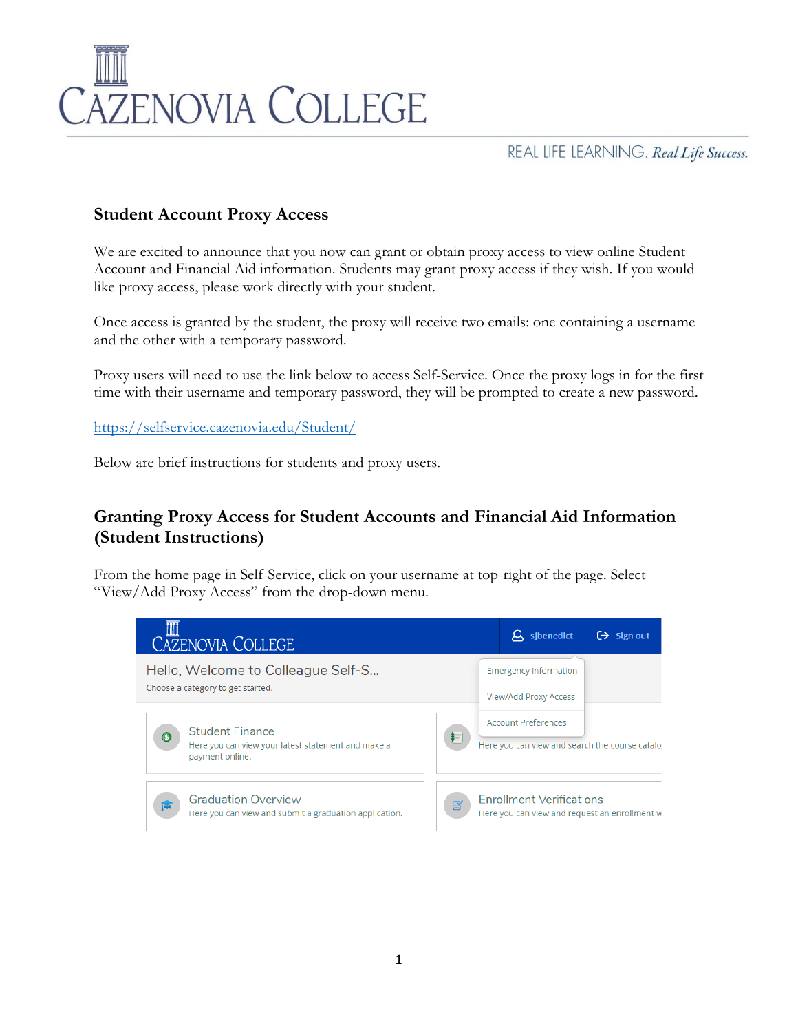## Student Account Proxy Access

We are excited to announce that you now can grant or obtain proxy access to view online Student Account and Financial Aid information. Students may grant proxy access if they wish. If you would like proxy access, please work directly with your student.

Once access is granted by the student, the proxy will receive two emails: one containing a username and the other with a temporary password.

Proxy users will need to use the link below to access Self-Service. Once the proxy logs in for the first time with their username and temporary password, they will be prompted to create a new password.

https://selfservice.cazenovia.edu/Student/

Below are brief instructions for students and proxy users.

## Granting Proxy Access for Student Accounts and Financial Aid Information (Student Instructions)

From the home page in Self-Service, click on your username at top-right of the page. Select "View/Add Proxy Access" from the drop-down menu.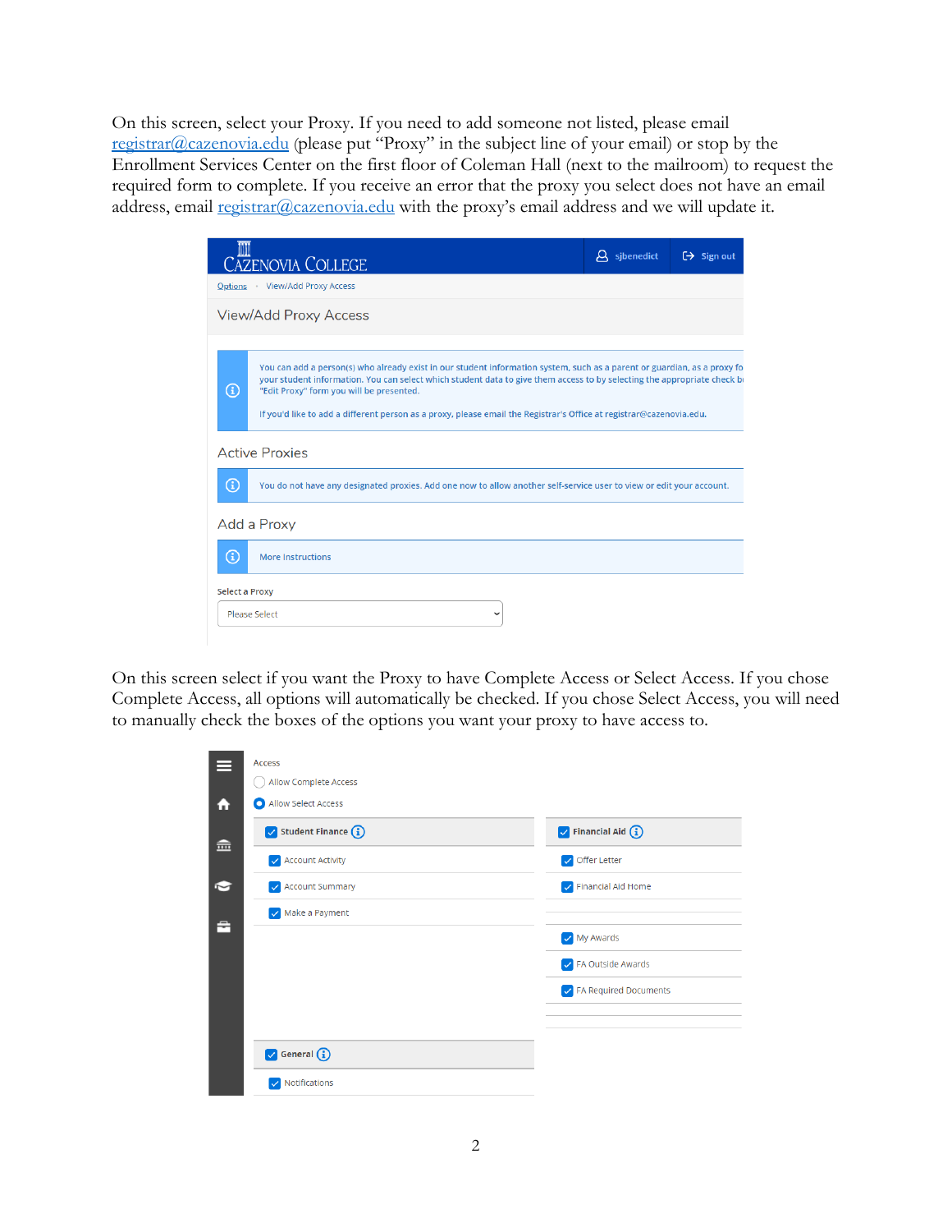On this screen, select your Proxy. If you need to add someone not listed, please email [registrar@cazenovia.edu](mailto:registrar@cazenovia.edu) (please put "Proxy" in the subject line of your email) or stop by the Enrollment Services Center on the first floor of Coleman Hall (next to the mailroom) to request the required form to complete. If you receive an error that the proxy you select does not have an email address, email [registrar@cazenovia.edu](mailto:registrar@cazenovia.edu) with the proxy's email address and we will update it.

CAZENOVIA COLLEGE sjbenedict Sign out

Options • View/Add Proxy Access

View/Add Proxy Access

You can add a person(s) who already exist in our student information system, such as a parent or guardian, as a proxy fo your student information. You can select which student data to give them access to by selecting the appropriate check b "Edit Proxy" form you will be presented.

If you'd like to add a different person as a proxy, please email the Registrar's Office at registrar@cazenovia.edu.

Active Proxies

You do not have any designated proxies. Add one now to allow another self-service user to view or edit your account.

Add a Proxy

More Instructions

Select a Proxy

Please Select

On this screen select if you want the Proxy to have Complete Access or Select Access. If you chose Complete Access, all options will automatically be checked. If you chose Select Access, you will need to manually check the boxes of the options you want your proxy to have access to.

Access

- Allow Complete Access
- Allow Select Access

- [x] Student Finance
  - [x] Account Activity
  - [x] Account Summary
  - [x] Make a Payment
- [x] Financial Aid
  - [x] Offer Letter
  - [x] Financial Aid Home
  - [x] My Awards
  - [x] FA Outside Awards
  - [x] FA Required Documents
- [x] General
  - [x] Notifications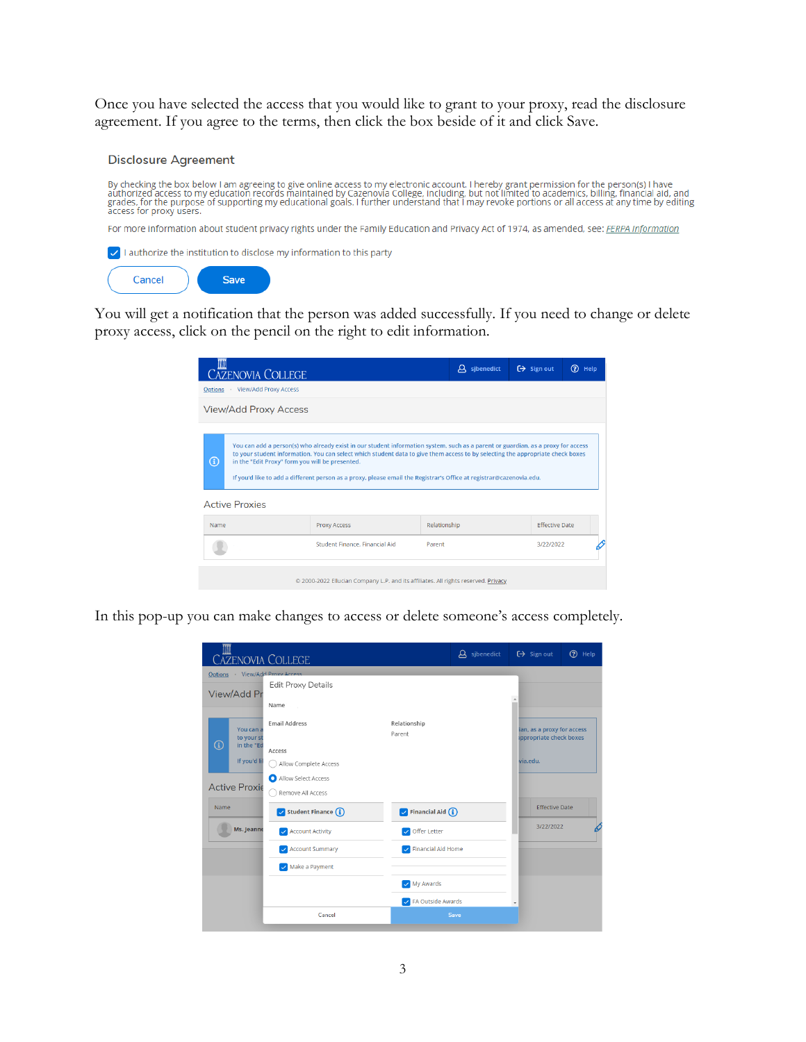Once you have selected the access that you would like to grant to your proxy, read the disclosure agreement. If you agree to the terms, then click the box beside of it and click Save.

### Disclosure Agreement

By checking the box below I am agreeing to give online access to my electronic account. I hereby grant permission for the person(s) I have authorized access to my education records maintained by Cazenovia College, including, but not limited to academics, billing, financial aid, and grades, for the purpose of supporting my educational goals. I further understand that I may revoke portions or all access at any time by editing access for proxy users.

For more information about student privacy rights under the Family Education and Privacy Act of 1974, as amended, see: *FERPA Information*

☑ I authorize the institution to disclose my information to this party

Cancel | Save

You will get a notification that the person was added successfully. If you need to change or delete proxy access, click on the pencil on the right to edit information.

Cazenovia College | sjbenedict | Sign out | Help

Options · View/Add Proxy Access

View/Add Proxy Access

You can add a person(s) who already exist in our student information system, such as a parent or guardian, as a proxy for access to your student information. You can select which student data to give them access to by selecting the appropriate check boxes in the "Edit Proxy" form you will be presented.

If you'd like to add a different person as a proxy, please email the Registrar's Office at registrar@cazenovia.edu.

Active Proxies

| Name | Proxy Access | Relationship | Effective Date |
|---|---|---|---|
| | Student Finance, Financial Aid | Parent | 3/22/2022 |

© 2000-2022 Ellucian Company L.P. and its affiliates. All rights reserved. Privacy

In this pop-up you can make changes to access or delete someone's access completely.

Edit Proxy Details

Name

Email Address

Relationship
Parent

Access
- ○ Allow Complete Access
- ● Allow Select Access
- ○ Remove All Access

| ☑ Student Finance | ☑ Financial Aid |
|---|---|
| ☑ Account Activity | ☑ Offer Letter |
| ☑ Account Summary | ☑ Financial Aid Home |
| ☑ Make a Payment | |
| | ☑ My Awards |
| | ☑ FA Outside Awards |

Cancel | Save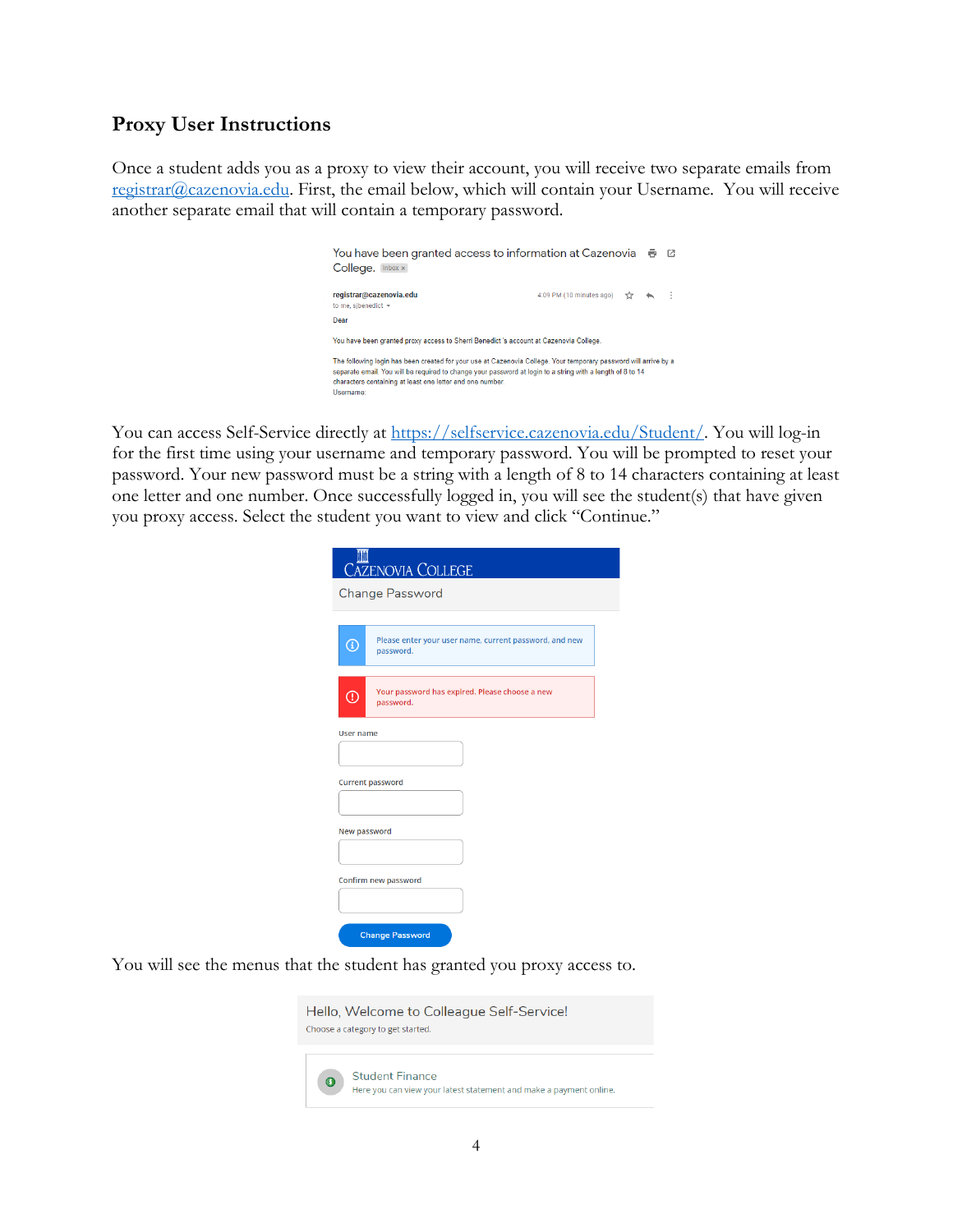## Proxy User Instructions

Once a student adds you as a proxy to view their account, you will receive two separate emails from registrar@cazenovia.edu. First, the email below, which will contain your Username. You will receive another separate email that will contain a temporary password.

You have been granted access to information at Cazenovia College. Inbox ×

registrar@cazenovia.edu
to me, sjbenedict

4:09 PM (10 minutes ago)

Dear

You have been granted proxy access to Sherri Benedict 's account at Cazenovia College.

The following login has been created for your use at Cazenovia College. Your temporary password will arrive by a separate email. You will be required to change your password at login to a string with a length of 8 to 14 characters containing at least one letter and one number.
Username:

You can access Self-Service directly at https://selfservice.cazenovia.edu/Student/. You will log-in for the first time using your username and temporary password. You will be prompted to reset your password. Your new password must be a string with a length of 8 to 14 characters containing at least one letter and one number. Once successfully logged in, you will see the student(s) that have given you proxy access. Select the student you want to view and click "Continue."

CAZENOVIA COLLEGE

Change Password

Please enter your user name, current password, and new password.

Your password has expired. Please choose a new password.

User name

Current password

New password

Confirm new password

Change Password

You will see the menus that the student has granted you proxy access to.

Hello, Welcome to Colleague Self-Service!
Choose a category to get started.

Student Finance
Here you can view your latest statement and make a payment online.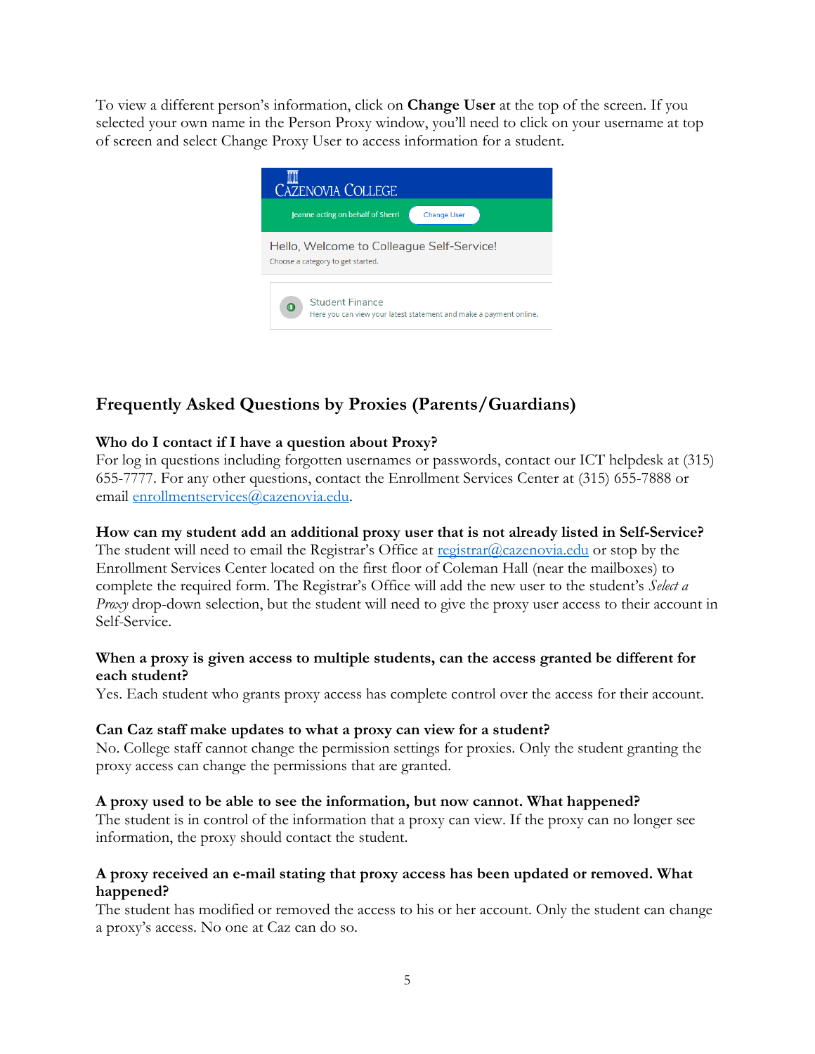To view a different person's information, click on **Change User** at the top of the screen. If you selected your own name in the Person Proxy window, you'll need to click on your username at top of screen and select Change Proxy User to access information for a student.

## Frequently Asked Questions by Proxies (Parents/Guardians)

**Who do I contact if I have a question about Proxy?**
For log in questions including forgotten usernames or passwords, contact our ICT helpdesk at (315) 655-7777. For any other questions, contact the Enrollment Services Center at (315) 655-7888 or email enrollmentservices@cazenovia.edu.

**How can my student add an additional proxy user that is not already listed in Self-Service?**
The student will need to email the Registrar's Office at registrar@cazenovia.edu or stop by the Enrollment Services Center located on the first floor of Coleman Hall (near the mailboxes) to complete the required form. The Registrar's Office will add the new user to the student's *Select a Proxy* drop-down selection, but the student will need to give the proxy user access to their account in Self-Service.

**When a proxy is given access to multiple students, can the access granted be different for each student?**
Yes. Each student who grants proxy access has complete control over the access for their account.

**Can Caz staff make updates to what a proxy can view for a student?**
No. College staff cannot change the permission settings for proxies. Only the student granting the proxy access can change the permissions that are granted.

**A proxy used to be able to see the information, but now cannot. What happened?**
The student is in control of the information that a proxy can view. If the proxy can no longer see information, the proxy should contact the student.

**A proxy received an e-mail stating that proxy access has been updated or removed. What happened?**
The student has modified or removed the access to his or her account. Only the student can change a proxy's access. No one at Caz can do so.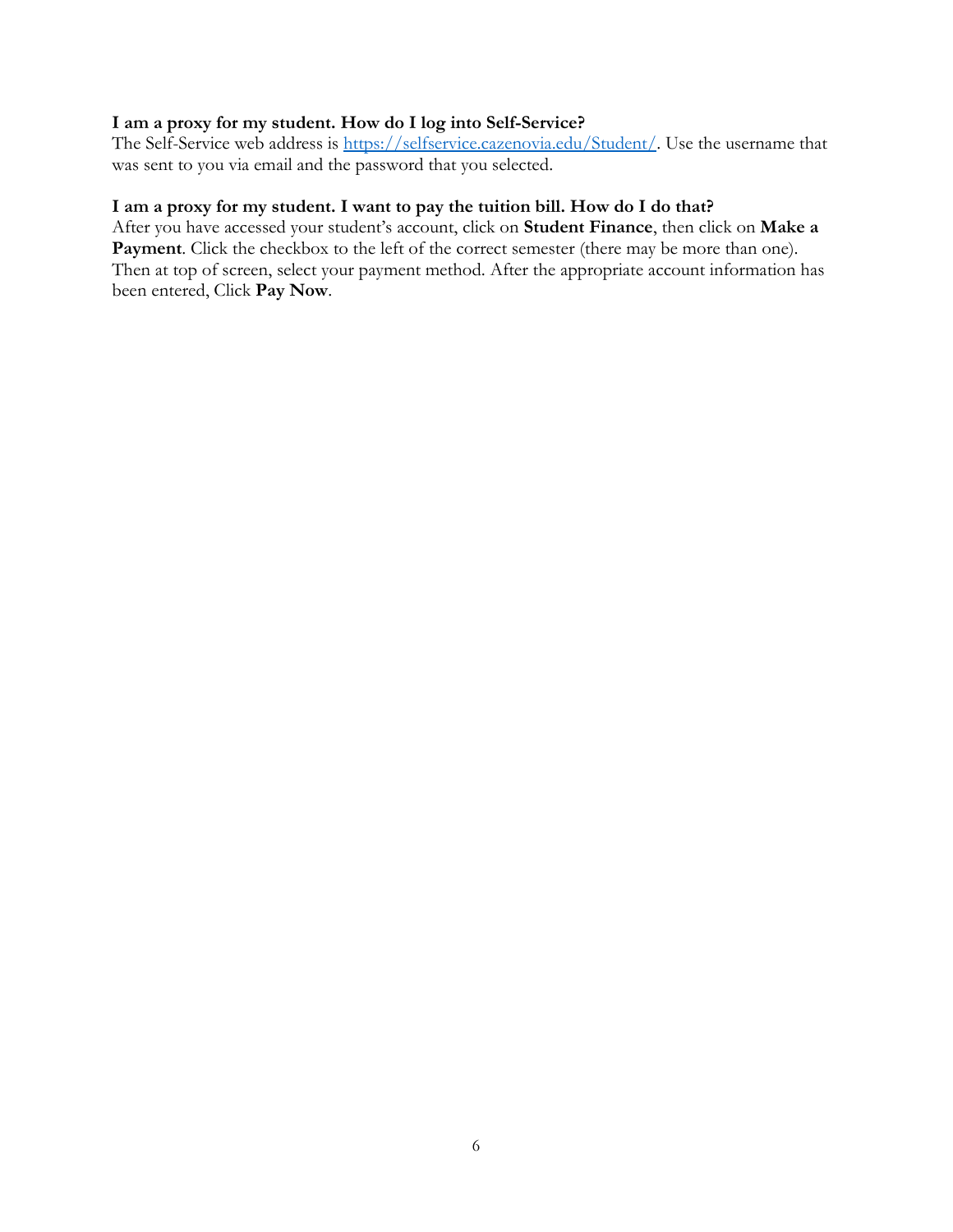**I am a proxy for my student. How do I log into Self-Service?**

The Self-Service web address is https://selfservice.cazenovia.edu/Student/. Use the username that was sent to you via email and the password that you selected.

**I am a proxy for my student. I want to pay the tuition bill. How do I do that?**

After you have accessed your student's account, click on **Student Finance**, then click on **Make a Payment**. Click the checkbox to the left of the correct semester (there may be more than one). Then at top of screen, select your payment method. After the appropriate account information has been entered, Click **Pay Now**.